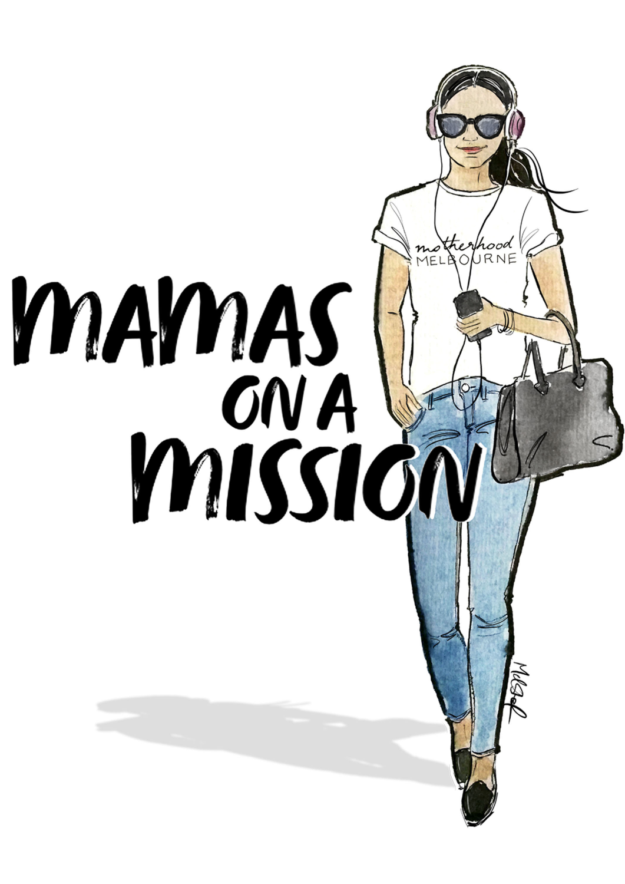# MAMAS ON A MISSION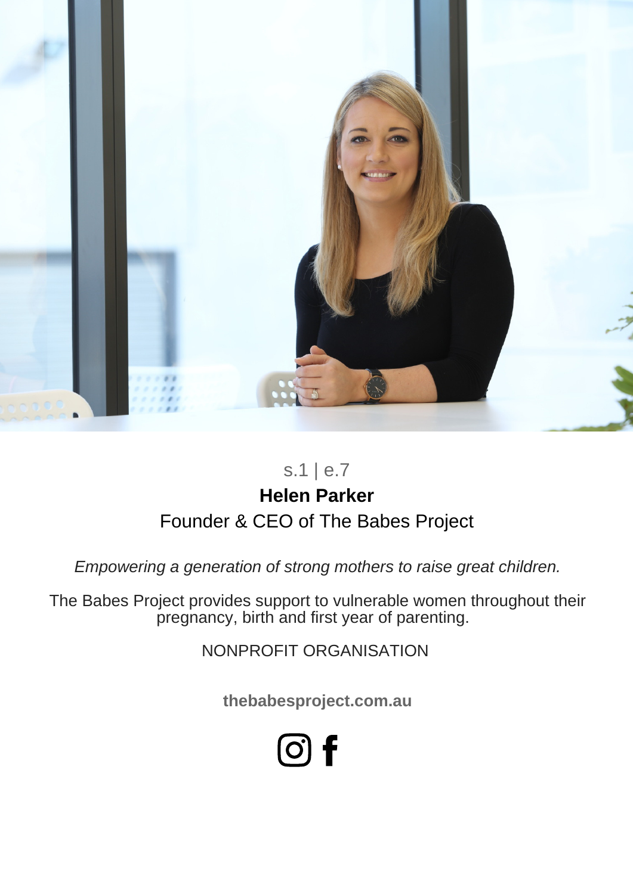s.1 | e.7

**Helen Parker**

Founder & CEO of The Babes Project

*Empowering a generation of strong mothers to raise great children.*

The Babes Project provides support to vulnerable women throughout their pregnancy, birth and first year of parenting.

NONPROFIT ORGANISATION

**thebabesproject.com.au**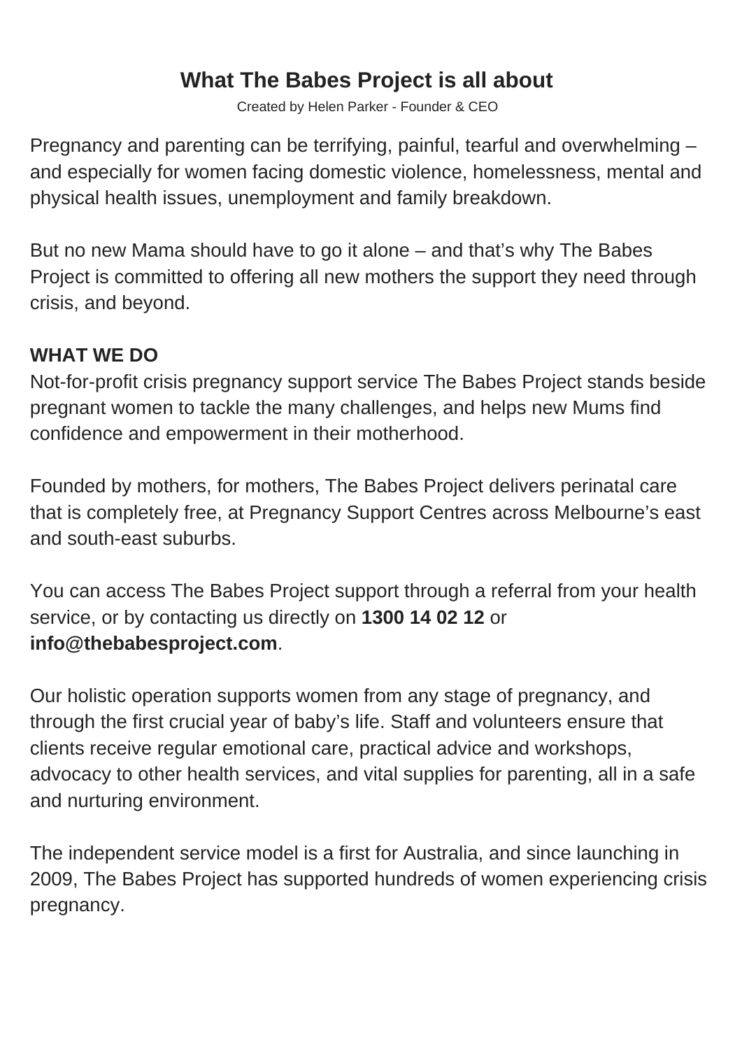# What The Babes Project is all about

Created by Helen Parker - Founder & CEO

Pregnancy and parenting can be terrifying, painful, tearful and overwhelming – and especially for women facing domestic violence, homelessness, mental and physical health issues, unemployment and family breakdown.

But no new Mama should have to go it alone – and that's why The Babes Project is committed to offering all new mothers the support they need through crisis, and beyond.

**WHAT WE DO**

Not-for-profit crisis pregnancy support service The Babes Project stands beside pregnant women to tackle the many challenges, and helps new Mums find confidence and empowerment in their motherhood.

Founded by mothers, for mothers, The Babes Project delivers perinatal care that is completely free, at Pregnancy Support Centres across Melbourne's east and south-east suburbs.

You can access The Babes Project support through a referral from your health service, or by contacting us directly on **1300 14 02 12** or **info@thebabesproject.com**.

Our holistic operation supports women from any stage of pregnancy, and through the first crucial year of baby's life. Staff and volunteers ensure that clients receive regular emotional care, practical advice and workshops, advocacy to other health services, and vital supplies for parenting, all in a safe and nurturing environment.

The independent service model is a first for Australia, and since launching in 2009, The Babes Project has supported hundreds of women experiencing crisis pregnancy.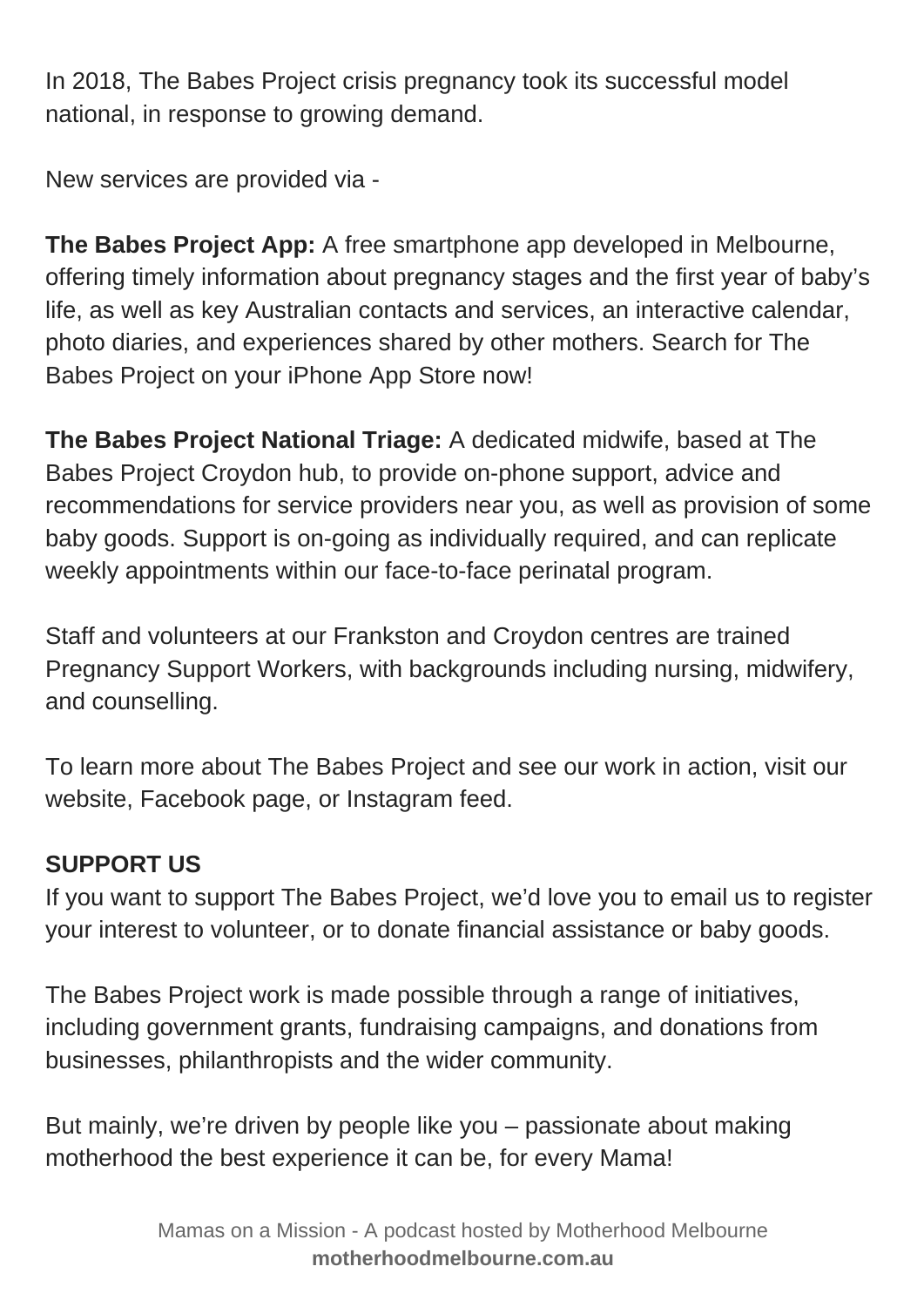In 2018, The Babes Project crisis pregnancy took its successful model national, in response to growing demand.

New services are provided via -

**The Babes Project App:** A free smartphone app developed in Melbourne, offering timely information about pregnancy stages and the first year of baby's life, as well as key Australian contacts and services, an interactive calendar, photo diaries, and experiences shared by other mothers. Search for The Babes Project on your iPhone App Store now!

**The Babes Project National Triage:** A dedicated midwife, based at The Babes Project Croydon hub, to provide on-phone support, advice and recommendations for service providers near you, as well as provision of some baby goods. Support is on-going as individually required, and can replicate weekly appointments within our face-to-face perinatal program.

Staff and volunteers at our Frankston and Croydon centres are trained Pregnancy Support Workers, with backgrounds including nursing, midwifery, and counselling.

To learn more about The Babes Project and see our work in action, visit our website, Facebook page, or Instagram feed.

**SUPPORT US**

If you want to support The Babes Project, we'd love you to email us to register your interest to volunteer, or to donate financial assistance or baby goods.

The Babes Project work is made possible through a range of initiatives, including government grants, fundraising campaigns, and donations from businesses, philanthropists and the wider community.

But mainly, we're driven by people like you – passionate about making motherhood the best experience it can be, for every Mama!